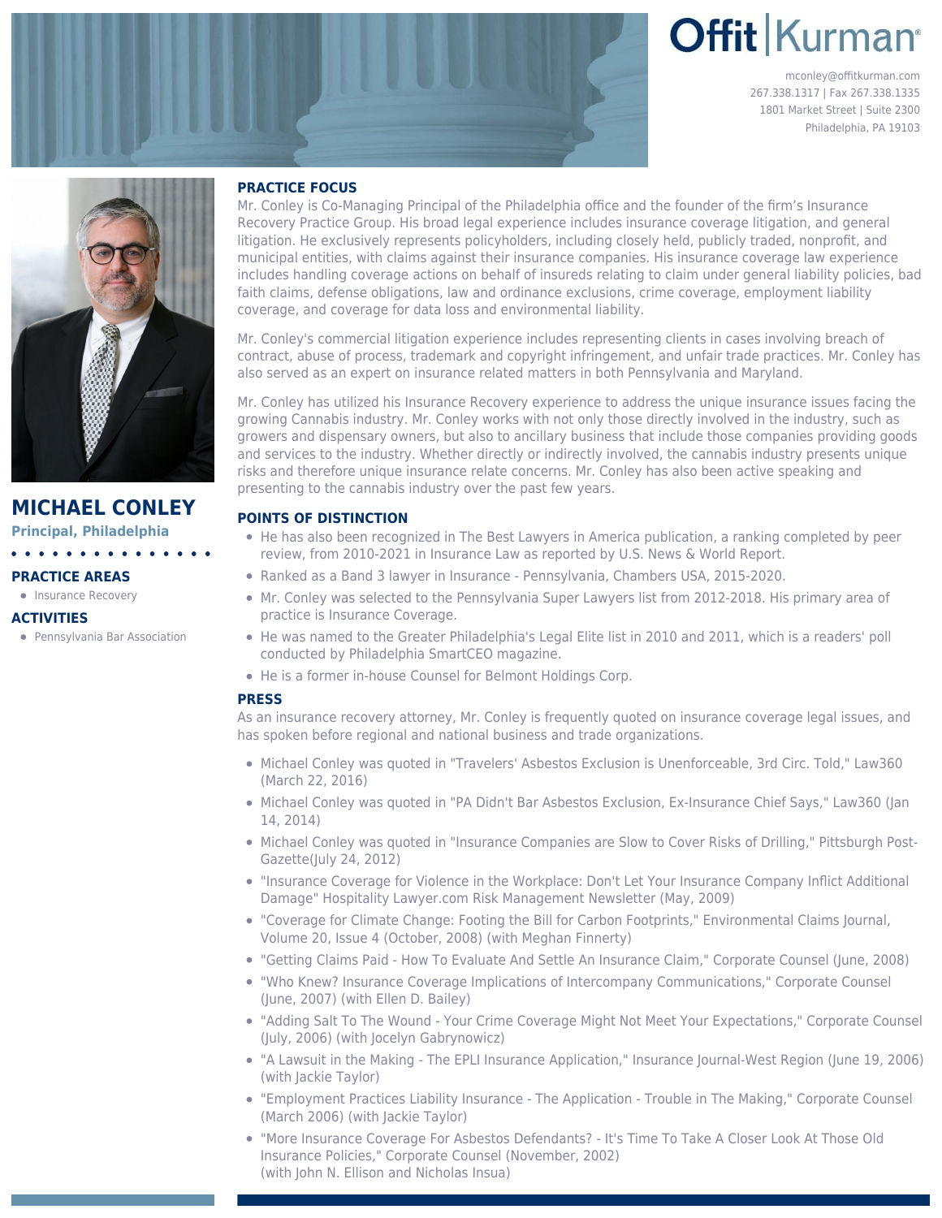# Offit | Kurman

mconley@offitkurman.com
267.338.1317 | Fax 267.338.1335
1801 Market Street | Suite 2300
Philadelphia, PA 19103

## MICHAEL CONLEY

**Principal, Philadelphia**

### PRACTICE AREAS

- Insurance Recovery

### ACTIVITIES

- Pennsylvania Bar Association

### PRACTICE FOCUS

Mr. Conley is Co-Managing Principal of the Philadelphia office and the founder of the firm's Insurance Recovery Practice Group. His broad legal experience includes insurance coverage litigation, and general litigation. He exclusively represents policyholders, including closely held, publicly traded, nonprofit, and municipal entities, with claims against their insurance companies. His insurance coverage law experience includes handling coverage actions on behalf of insureds relating to claim under general liability policies, bad faith claims, defense obligations, law and ordinance exclusions, crime coverage, employment liability coverage, and coverage for data loss and environmental liability.

Mr. Conley's commercial litigation experience includes representing clients in cases involving breach of contract, abuse of process, trademark and copyright infringement, and unfair trade practices. Mr. Conley has also served as an expert on insurance related matters in both Pennsylvania and Maryland.

Mr. Conley has utilized his Insurance Recovery experience to address the unique insurance issues facing the growing Cannabis industry. Mr. Conley works with not only those directly involved in the industry, such as growers and dispensary owners, but also to ancillary business that include those companies providing goods and services to the industry. Whether directly or indirectly involved, the cannabis industry presents unique risks and therefore unique insurance relate concerns. Mr. Conley has also been active speaking and presenting to the cannabis industry over the past few years.

### POINTS OF DISTINCTION

- He has also been recognized in The Best Lawyers in America publication, a ranking completed by peer review, from 2010-2021 in Insurance Law as reported by U.S. News & World Report.
- Ranked as a Band 3 lawyer in Insurance - Pennsylvania, Chambers USA, 2015-2020.
- Mr. Conley was selected to the Pennsylvania Super Lawyers list from 2012-2018. His primary area of practice is Insurance Coverage.
- He was named to the Greater Philadelphia's Legal Elite list in 2010 and 2011, which is a readers' poll conducted by Philadelphia SmartCEO magazine.
- He is a former in-house Counsel for Belmont Holdings Corp.

### PRESS

As an insurance recovery attorney, Mr. Conley is frequently quoted on insurance coverage legal issues, and has spoken before regional and national business and trade organizations.

- Michael Conley was quoted in "Travelers' Asbestos Exclusion is Unenforceable, 3rd Circ. Told," Law360 (March 22, 2016)
- Michael Conley was quoted in "PA Didn't Bar Asbestos Exclusion, Ex-Insurance Chief Says," Law360 (Jan 14, 2014)
- Michael Conley was quoted in "Insurance Companies are Slow to Cover Risks of Drilling," Pittsburgh Post-Gazette(July 24, 2012)
- "Insurance Coverage for Violence in the Workplace: Don't Let Your Insurance Company Inflict Additional Damage" Hospitality Lawyer.com Risk Management Newsletter (May, 2009)
- "Coverage for Climate Change: Footing the Bill for Carbon Footprints," Environmental Claims Journal, Volume 20, Issue 4 (October, 2008) (with Meghan Finnerty)
- "Getting Claims Paid - How To Evaluate And Settle An Insurance Claim," Corporate Counsel (June, 2008)
- "Who Knew? Insurance Coverage Implications of Intercompany Communications," Corporate Counsel (June, 2007) (with Ellen D. Bailey)
- "Adding Salt To The Wound - Your Crime Coverage Might Not Meet Your Expectations," Corporate Counsel (July, 2006) (with Jocelyn Gabrynowicz)
- "A Lawsuit in the Making - The EPLI Insurance Application," Insurance Journal-West Region (June 19, 2006) (with Jackie Taylor)
- "Employment Practices Liability Insurance - The Application - Trouble in The Making," Corporate Counsel (March 2006) (with Jackie Taylor)
- "More Insurance Coverage For Asbestos Defendants? - It's Time To Take A Closer Look At Those Old Insurance Policies," Corporate Counsel (November, 2002) (with John N. Ellison and Nicholas Insua)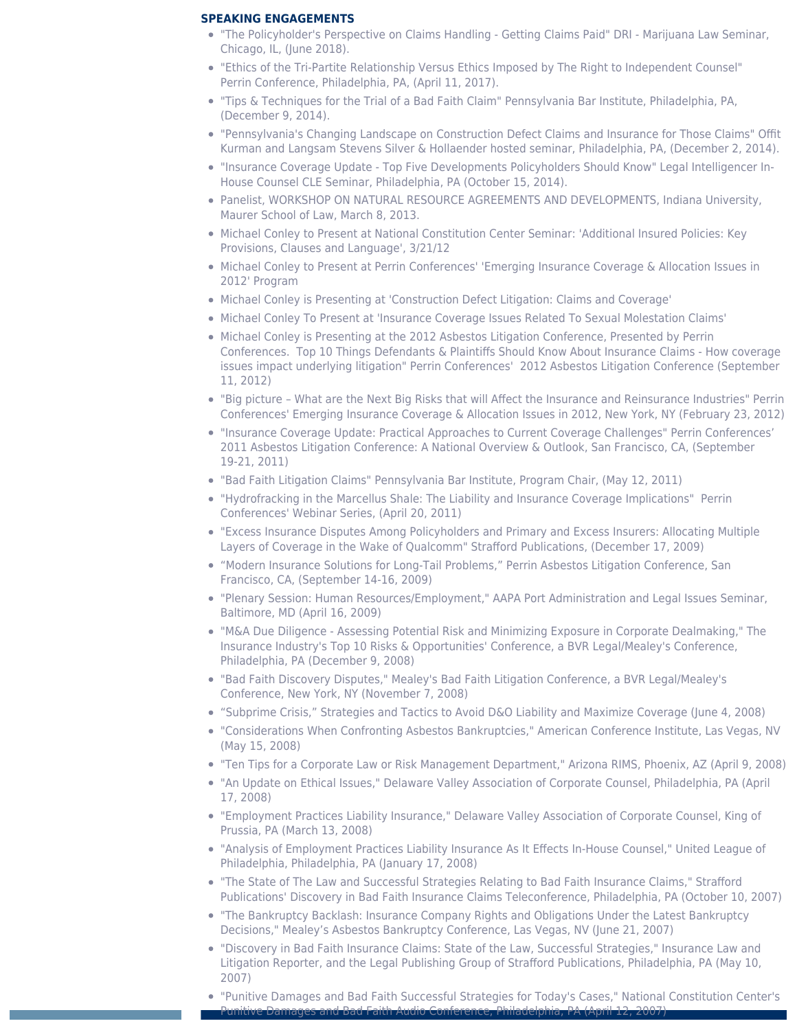## SPEAKING ENGAGEMENTS

- "The Policyholder's Perspective on Claims Handling - Getting Claims Paid" DRI - Marijuana Law Seminar, Chicago, IL, (June 2018).
- "Ethics of the Tri-Partite Relationship Versus Ethics Imposed by The Right to Independent Counsel" Perrin Conference, Philadelphia, PA, (April 11, 2017).
- "Tips & Techniques for the Trial of a Bad Faith Claim" Pennsylvania Bar Institute, Philadelphia, PA, (December 9, 2014).
- "Pennsylvania's Changing Landscape on Construction Defect Claims and Insurance for Those Claims" Offit Kurman and Langsam Stevens Silver & Hollaender hosted seminar, Philadelphia, PA, (December 2, 2014).
- "Insurance Coverage Update - Top Five Developments Policyholders Should Know" Legal Intelligencer In-House Counsel CLE Seminar, Philadelphia, PA (October 15, 2014).
- Panelist, WORKSHOP ON NATURAL RESOURCE AGREEMENTS AND DEVELOPMENTS, Indiana University, Maurer School of Law, March 8, 2013.
- Michael Conley to Present at National Constitution Center Seminar: 'Additional Insured Policies: Key Provisions, Clauses and Language', 3/21/12
- Michael Conley to Present at Perrin Conferences' 'Emerging Insurance Coverage & Allocation Issues in 2012' Program
- Michael Conley is Presenting at 'Construction Defect Litigation: Claims and Coverage'
- Michael Conley To Present at 'Insurance Coverage Issues Related To Sexual Molestation Claims'
- Michael Conley is Presenting at the 2012 Asbestos Litigation Conference, Presented by Perrin Conferences. Top 10 Things Defendants & Plaintiffs Should Know About Insurance Claims - How coverage issues impact underlying litigation" Perrin Conferences' 2012 Asbestos Litigation Conference (September 11, 2012)
- "Big picture – What are the Next Big Risks that will Affect the Insurance and Reinsurance Industries" Perrin Conferences' Emerging Insurance Coverage & Allocation Issues in 2012, New York, NY (February 23, 2012)
- "Insurance Coverage Update: Practical Approaches to Current Coverage Challenges" Perrin Conferences' 2011 Asbestos Litigation Conference: A National Overview & Outlook, San Francisco, CA, (September 19-21, 2011)
- "Bad Faith Litigation Claims" Pennsylvania Bar Institute, Program Chair, (May 12, 2011)
- "Hydrofracking in the Marcellus Shale: The Liability and Insurance Coverage Implications" Perrin Conferences' Webinar Series, (April 20, 2011)
- "Excess Insurance Disputes Among Policyholders and Primary and Excess Insurers: Allocating Multiple Layers of Coverage in the Wake of Qualcomm" Strafford Publications, (December 17, 2009)
- "Modern Insurance Solutions for Long-Tail Problems," Perrin Asbestos Litigation Conference, San Francisco, CA, (September 14-16, 2009)
- "Plenary Session: Human Resources/Employment," AAPA Port Administration and Legal Issues Seminar, Baltimore, MD (April 16, 2009)
- "M&A Due Diligence - Assessing Potential Risk and Minimizing Exposure in Corporate Dealmaking," The Insurance Industry's Top 10 Risks & Opportunities' Conference, a BVR Legal/Mealey's Conference, Philadelphia, PA (December 9, 2008)
- "Bad Faith Discovery Disputes," Mealey's Bad Faith Litigation Conference, a BVR Legal/Mealey's Conference, New York, NY (November 7, 2008)
- "Subprime Crisis," Strategies and Tactics to Avoid D&O Liability and Maximize Coverage (June 4, 2008)
- "Considerations When Confronting Asbestos Bankruptcies," American Conference Institute, Las Vegas, NV (May 15, 2008)
- "Ten Tips for a Corporate Law or Risk Management Department," Arizona RIMS, Phoenix, AZ (April 9, 2008)
- "An Update on Ethical Issues," Delaware Valley Association of Corporate Counsel, Philadelphia, PA (April 17, 2008)
- "Employment Practices Liability Insurance," Delaware Valley Association of Corporate Counsel, King of Prussia, PA (March 13, 2008)
- "Analysis of Employment Practices Liability Insurance As It Effects In-House Counsel," United League of Philadelphia, Philadelphia, PA (January 17, 2008)
- "The State of The Law and Successful Strategies Relating to Bad Faith Insurance Claims," Strafford Publications' Discovery in Bad Faith Insurance Claims Teleconference, Philadelphia, PA (October 10, 2007)
- "The Bankruptcy Backlash: Insurance Company Rights and Obligations Under the Latest Bankruptcy Decisions," Mealey's Asbestos Bankruptcy Conference, Las Vegas, NV (June 21, 2007)
- "Discovery in Bad Faith Insurance Claims: State of the Law, Successful Strategies," Insurance Law and Litigation Reporter, and the Legal Publishing Group of Strafford Publications, Philadelphia, PA (May 10, 2007)
- "Punitive Damages and Bad Faith Successful Strategies for Today's Cases," National Constitution Center's Punitive Damages and Bad Faith Audio Conference, Philadelphia, PA (April 12, 2007)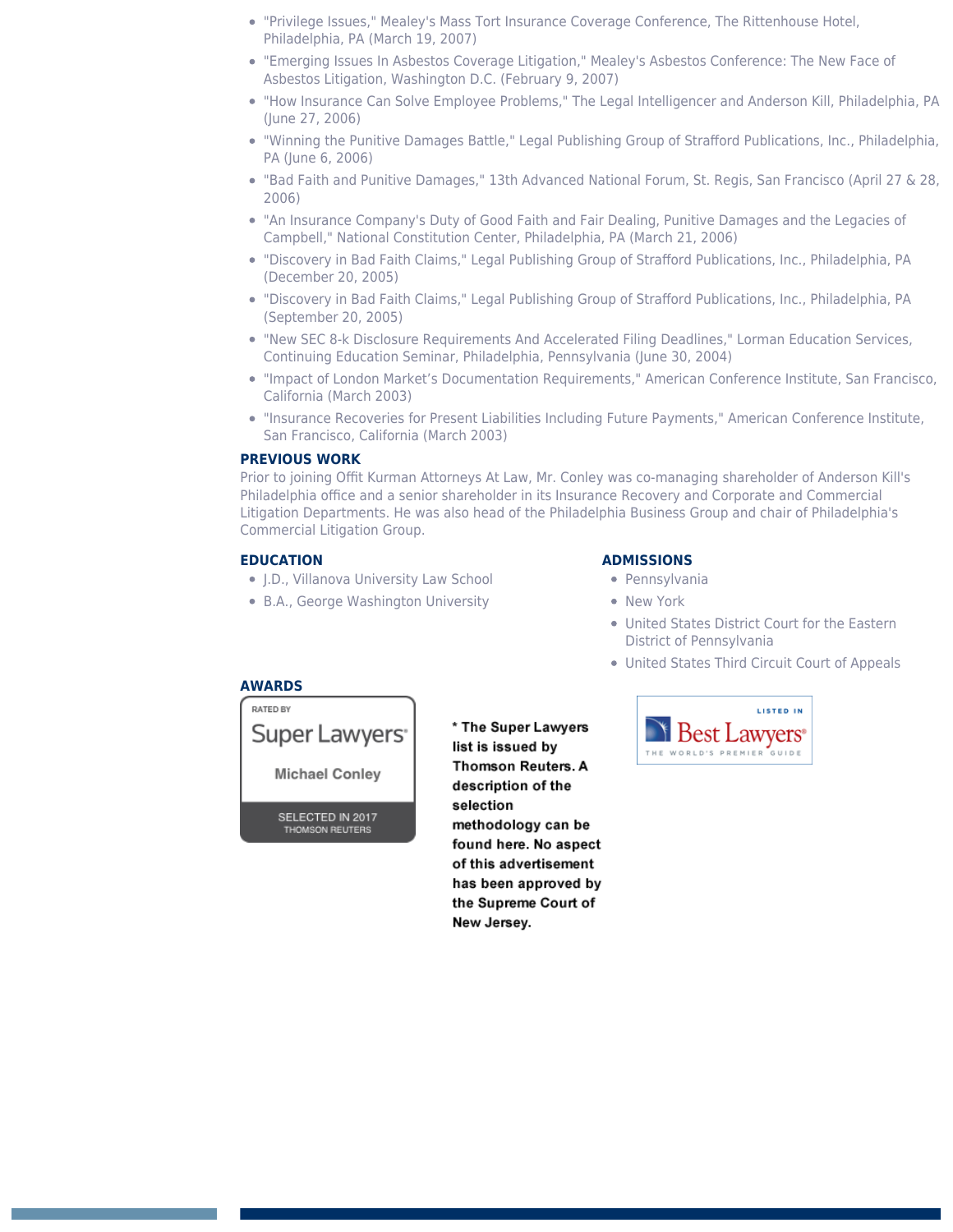- "Privilege Issues," Mealey's Mass Tort Insurance Coverage Conference, The Rittenhouse Hotel, Philadelphia, PA (March 19, 2007)
- "Emerging Issues In Asbestos Coverage Litigation," Mealey's Asbestos Conference: The New Face of Asbestos Litigation, Washington D.C. (February 9, 2007)
- "How Insurance Can Solve Employee Problems," The Legal Intelligencer and Anderson Kill, Philadelphia, PA (June 27, 2006)
- "Winning the Punitive Damages Battle," Legal Publishing Group of Strafford Publications, Inc., Philadelphia, PA (June 6, 2006)
- "Bad Faith and Punitive Damages," 13th Advanced National Forum, St. Regis, San Francisco (April 27 & 28, 2006)
- "An Insurance Company's Duty of Good Faith and Fair Dealing, Punitive Damages and the Legacies of Campbell," National Constitution Center, Philadelphia, PA (March 21, 2006)
- "Discovery in Bad Faith Claims," Legal Publishing Group of Strafford Publications, Inc., Philadelphia, PA (December 20, 2005)
- "Discovery in Bad Faith Claims," Legal Publishing Group of Strafford Publications, Inc., Philadelphia, PA (September 20, 2005)
- "New SEC 8-k Disclosure Requirements And Accelerated Filing Deadlines," Lorman Education Services, Continuing Education Seminar, Philadelphia, Pennsylvania (June 30, 2004)
- "Impact of London Market's Documentation Requirements," American Conference Institute, San Francisco, California (March 2003)
- "Insurance Recoveries for Present Liabilities Including Future Payments," American Conference Institute, San Francisco, California (March 2003)

## PREVIOUS WORK

Prior to joining Offit Kurman Attorneys At Law, Mr. Conley was co-managing shareholder of Anderson Kill's Philadelphia office and a senior shareholder in its Insurance Recovery and Corporate and Commercial Litigation Departments. He was also head of the Philadelphia Business Group and chair of Philadelphia's Commercial Litigation Group.

## EDUCATION

- J.D., Villanova University Law School
- B.A., George Washington University

## ADMISSIONS

- Pennsylvania
- New York
- United States District Court for the Eastern District of Pennsylvania
- United States Third Circuit Court of Appeals

## AWARDS

RATED BY Super Lawyers — Michael Conley — SELECTED IN 2017 THOMSON REUTERS

**\* The Super Lawyers list is issued by Thomson Reuters. A description of the selection methodology can be found here. No aspect of this advertisement has been approved by the Supreme Court of New Jersey.**

LISTED IN Best Lawyers — THE WORLD'S PREMIER GUIDE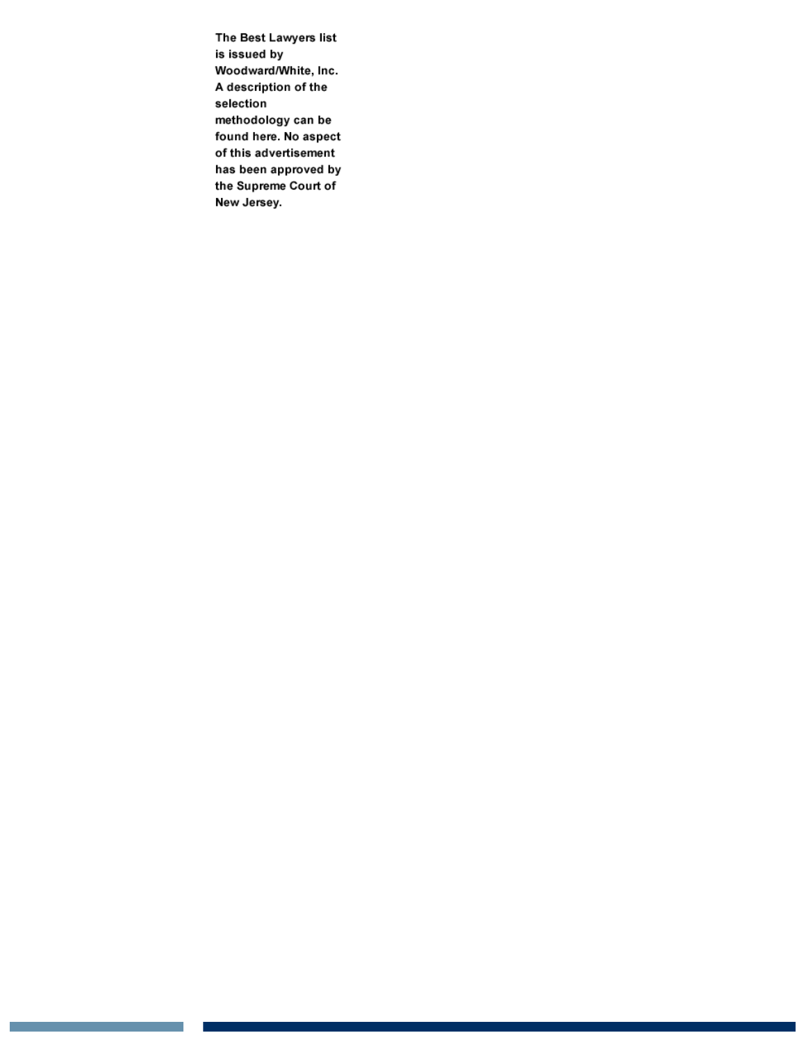**The Best Lawyers list is issued by Woodward/White, Inc. A description of the selection methodology can be found here. No aspect of this advertisement has been approved by the Supreme Court of New Jersey.**